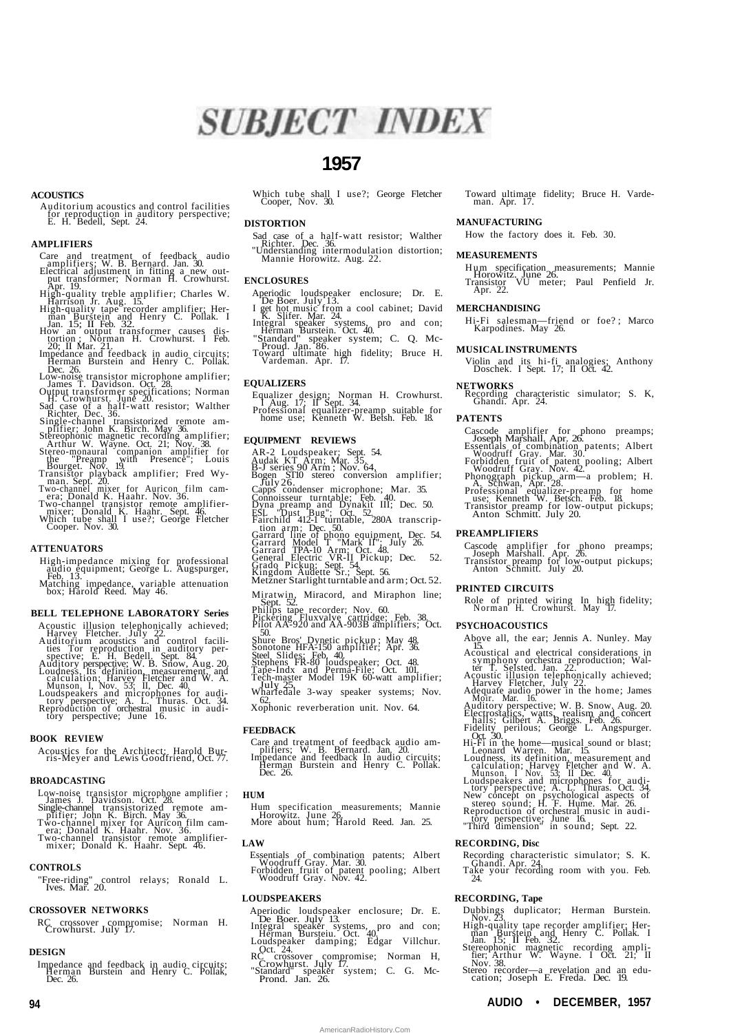# SUBJECT INDEX

## 1957

### ACOUSTICS

Auditorium acoustics and control facilities for reproduction in auditory perspective; E. H. Bedell, Sept. 24.

### AMPLIFIERS

Care and treatment of feedback audio amplifiers; W. B. Bernard. Jan. 30.
Electrical adjustment in fitting a new output transformer; Norman H. Crowhurst. Apr. 19.
High-quality treble amplifier; Charles W. Harrison Jr. Aug. 15.
High-quality tape recorder amplifier; Herman Burstein and Henry C. Pollak. I Jan. 15; II Feb. 32.
How an output transformer causes distortion; Norman H. Crowhurst. I Feb. 20; II Mar. 21.
Impedance and feedback in audio circuits; Herman Burstein and Henry C. Pollak. Dec. 26.
Low-noise transistor microphone amplifier; James T. Davidson. Oct. 28.
Output transformer specifications; Norman H. Crowhurst. June 20.
Sad case of a half-watt resistor; Walther Richter. Dec. 36.
Single-channel transistorized remote amplifier; John K. Birch. May 36.
Stereophonic magnetic recording amplifier; Arthur W. Wayne. Oct. 21; Nov. 38.
Stereo-monaural companion amplifier for the "Preamp with Presence"; Louis Bourget. Nov. 19.
Transistor playback amplifier; Fred Wyman. Sept. 20.
Two-channel mixer for Auricon film camera; Donald K. Haahr. Nov. 36.
Two-channel transistor remote amplifier-mixer; Donald K. Haahr. Sept. 46.
Which tube shall I use?; George Fletcher Cooper. Nov. 30.

### ATTENUATORS

High-impedance mixing for professional audio equipment; George L. Augspurger, Feb. 13.
Matching impedance, variable attenuation box; Harold Reed. May 46.

### BELL TELEPHONE LABORATORY Series

Acoustic illusion telephonically achieved; Harvey Fletcher. July 22.
Auditorium acoustics and control facilities Tor reproduction in auditory perspective; E. H. Bedell. Sept. 84.
Auditory perspective; W. B. Snow, Aug. 20.
Loudness, Its definition, measurement, and calculation; Harvey Fletcher and W. A. Munson. I, Nov. 53; II, Dec. 40.
Loudspeakers and microphones for auditory perspective; A. L. Thuras. Oct. 34.
Reproduction of orchestral music in auditory perspective; June 16.

### BOOK REVIEW

Acoustics for the Architect; Harold Burris-Meyer and Lewis Goodfriend, Oct. 77.

### BROADCASTING

Low-noise transistor microphone amplifier; James J. Davidson. Oct. 28.
Single-channel transistorized remote amplifier; John K. Birch. May 36.
Two-channel mixer for Auricon film camera; Donald K. Haahr. Nov. 36.
Two-channel transistor remote amplifier-mixer; Donald K. Haahr. Sept. 46.

### CONTROLS

"Free-riding" control relays; Ronald L. Ives. Mar. 20.

### CROSSOVER NETWORKS

RC crossover compromise; Norman H. Crowhurst. July 17.

### DESIGN

Impedance and feedback in audio circuits; Herman Burstein and Henry C. Pollak, Dec. 26.
Which tube shall I use?; George Fletcher Cooper, Nov. 30.

### DISTORTION

Sad case of a half-watt resistor; Walther Richter. Dec. 36.
"Understanding intermodulation distortion; Mannie Horowitz. Aug. 22.

### ENCLOSURES

Aperiodic loudspeaker enclosure; Dr. E. De Boer. July 13.
I get hot music from a cool cabinet; David K. Slifer. Mar. 24.
Integral speaker systems, pro and con; Herman Burstein. Oct. 40.
"Standard" speaker system; C. Q. McProud. Jan. 86.
Toward ultimate high fidelity; Bruce H. Vardeman. Apr. 17.

### EQUALIZERS

Equalizer design; Norman H. Crowhurst. I Aug. 17; II Sept. 34.
Professional equalizer-preamp suitable for home use; Kenneth W. Betsh. Feb. 18.

### EQUIPMENT REVIEWS

AR-2 Loudspeaker; Sept. 54.
Audak KT Arm; Mar. 35.
B-J series 90 Arm; Nov. 64.
Bogen ST10 stereo conversion amplifier; July 26.
Capps condenser microphone; Mar. 35.
Connoisseur turntable; Feb. 40.
Dyna preamp and Dynakit III; Dec. 50.
ESL "Dust Bug"; Oct. 52.
Fairchild 412-1 turntable, 280A transcription arm; Dec. 50.
Garrard line of phono equipment. Dec. 54.
Garrard Model T "Mark II"; July 26.
Garrard TPA-10 Arm; Oct. 48.
General Electric VR-II Pickup; Dec. 52.
Grado Pickup; Sept. 54.
Kingdom Audette Sr.; Sept. 56.
Metzner Starlight turntable and arm; Oct. 52.
Miratwin, Miracord, and Miraphon line; Sept. 52.
Philips tape recorder; Nov. 60.
Pickering Fluxvalve cartridge; Feb. 38.
Pilot AA-920 and AA-903B amplifiers; Oct. 50.
Shure Bros' Dynetic pickup; May 48.
Sonotone HFA-150 amplifier; Apr. 36.
Steel Slides; Feb. 40.
Stephens FR-80 loudspeaker; Oct. 48.
Tape-Indx and Perma-File; Oct. 101.
Tech-master Model 19K 60-watt amplifier; July 25.
Wharfedale 3-way speaker systems; Nov. 62.
Xophonic reverberation unit. Nov. 64.

### FEEDBACK

Care and treatment of feedback audio amplifiers; W. B. Bernard. Jan. 20.
Impedance and feedback In audio circuits; Herman Burstein and Henry C. Pollak. Dec. 26.

### HUM

Hum specification measurements; Mannie Horowitz. June 26.
More about hum; Harold Reed. Jan. 25.

### LAW

Essentials of combination patents; Albert Woodruff Gray. Mar. 30.
Forbidden fruit of patent pooling; Albert Woodruff Gray. Nov. 42.

### LOUDSPEAKERS

Aperiodic loudspeaker enclosure; Dr. E. De Boer. July 13.
Integral speaker systems, pro and con; Herman Bursteiu. Oct. 40.
Loudspeaker damping; Edgar Villchur. Oct. 24.
RC crossover compromise; Norman H, Crowhurst. July 17.
"Standard" speaker system; C. G. McProud. Jan. 26.
Toward ultimate fidelity; Bruce H. Vardeman. Apr. 17.

### MANUFACTURING

How the factory does it. Feb. 30.

### MEASUREMENTS

Hum specification measurements; Mannie Horowitz. June 26.
Transistor VU meter; Paul Penfield Jr. Apr. 22.

### MERCHANDISING

Hi-Fi salesman—friend or foe?; Marco Karpodines. May 26.

### MUSICAL INSTRUMENTS

Violin and its hi-fi analogies; Anthony Doschek. I Sept. 17; II Oct. 42.

### NETWORKS

Recording characteristic simulator; S. K, Ghandi. Apr. 24.

### PATENTS

Cascode amplifier for phono preamps; Joseph Marshall. Apr. 26.
Essentials of combination patents; Albert Woodruff Gray. Mar. 30.
Forbidden fruit of patent pooling; Albert Woodruff Gray. Nov. 42.
Phonograph pickup arm—a problem; H. A. Schwan, Apr. 28.
Professional equalizer-preamp for home use; Kenneth W. Betsch. Feb. 18.
Transistor preamp for low-output pickups; Anton Schmitt. July 20.

### PREAMPLIFIERS

Cascode amplifier for phono preamps; Joseph Marshall. Apr. 26.
Transistor preamp for low-output pickups; Anton Schmitt. July 20.

### PRINTED CIRCUITS

Role of printed wiring In high fidelity; Norman H. Crowhurst. May 17.

### PSYCHOACOUSTICS

Above all, the ear; Jennis A. Nunley. May 15.
Acoustical and electrical considerations in symphony orchestra reproduction; Walter T. Selsted. Jan. 22.
Acoustic illusion telephonically achieved; Harvey Fletcher, July 22.
Adequate audio power in the home; James Moir. Mar. 16.
Auditory perspective; W. B. Snow. Aug. 20.
Electrostatics, watts, realism and concert halls; Gilbert A. Briggs. Feb. 26.
Fidelity perilous; George L. Angspurger. Oct. 30.
Hi-Fi in the home—musical sound or blast; Leonard Warren. Mar. 15.
Loudness, its definition, measurement and calculation; Harvey Fletcher and W. A. Munson. I Nov. 53; II Dec. 40.
Loudspeakers and microphones for auditory perspective; A. L. Thuras. Oct. 34.
New concept on psychological aspects of stereo sound; H. F. Hume. Mar. 26.
Reproduction of orchestral music in auditory perspective; June 16.
"Third dimension" in sound; Sept. 22.

### RECORDING, Disc

Recording characteristic simulator; S. K. Ghandi. Apr. 24.
Take your recording room with you. Feb. 24.

### RECORDING, Tape

Dubbings duplicator; Herman Burstein. Nov. 23.
High-quality tape recorder amplifier; Herman Burstein and Henry C. Pollak. I Jan. 15; II Feb. 32.
Stereophonic magnetic recording amplifier; Arthur W. Wayne. I Oct. 21; II Nov. 38.
Stereo recorder—a revelation and an education; Joseph E. Freda. Dec. 19.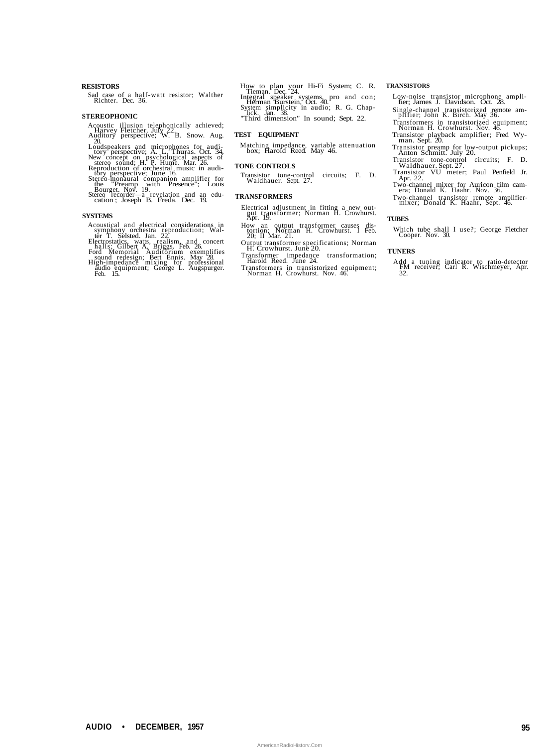## RESISTORS

Sad case of a half-watt resistor; Walther Richter. Dec. 36.

## STEREOPHONIC

Acoustic illusion telephonically achieved; Harvey Fletcher. July 22.

Auditory perspective; W. B. Snow. Aug. 20.

Loudspeakers and microphones for auditory perspective; A. L. Thuras. Oct. 34.

New concept on psychological aspects of stereo sound; H. P. Hume. Mar. 26.

Reproduction of orchestral music in auditory perspective; June 16.

Stereo-monaural companion amplifier for the "Preamp with Presence"; Louis Bourget. Nov. 19.

Stereo recorder—a revelation and an education; Joseph B. Freda. Dec. 19.

## SYSTEMS

Acoustical and electrical considerations in symphony orchestra reproduction; Walter T. Selsted. Jan. 22.

Electrostatics, watts, realism, and concert halls; Gilbert A. Briggs. Feb. 26.

Ford Memorial Auditorium exemplifies sound redesign; Bert Ennis. May 28.

High-impedance mixing for professional audio equipment; George L. Augspurger. Feb. 15.

How to plan your Hi-Fi System; C. R. Tieman. Dec. 24.

Integral speaker systems, pro and con; Herman Burstein, Oct. 40.

System simplicity in audio; R. G. Chaplick. Jan. 38.

"Third dimension" In sound; Sept. 22.

## TEST EQUIPMENT

Matching impedance, variable attenuation box; Harold Reed. May 46.

## TONE CONTROLS

Transistor tone-control circuits; F. D. Waldhauer. Sept. 27.

## TRANSFORMERS

Electrical adjustment in fitting a new output transformer; Norman H. Crowhurst. Apr. 19.

How an output transformer causes distortion; Norman H. Crowhurst. I Feb. 20; II Mar. 21.

Output transformer specifications; Norman H. Crowhurst. June 20.

Transformer impedance transformation; Harold Reed. June 24.

Transformers in transistorized equipment; Norman H. Crowhurst. Nov. 46.

## TRANSISTORS

Low-noise transistor microphone amplifier; James J. Davidson. Oct. 28.

Single-channel transistorized remote amplifier; John K. Birch. May 36.

Transformers in transistorized equipment; Norman H. Crowhurst. Nov. 46.

Transistor playback amplifier; Fred Wyman. Sept. 20.

Transistor preamp for low-output pickups; Anton Schmitt. July 20.

Transistor tone-control circuits; F. D. Waldhauer. Sept. 27.

Transistor VU meter; Paul Penfield Jr. Apr. 22.

Two-channel mixer for Auricon film camera; Donald K. Haahr. Nov. 36.

Two-channel transistor remote amplifier-mixer; Donald K. Haahr, Sept. 46.

## TUBES

Which tube shall I use?; George Fletcher Cooper. Nov. 30.

## TUNERS

Add a tuning indicator to ratio-detector FM receiver; Carl R. Wischmeyer, Apr. 32.